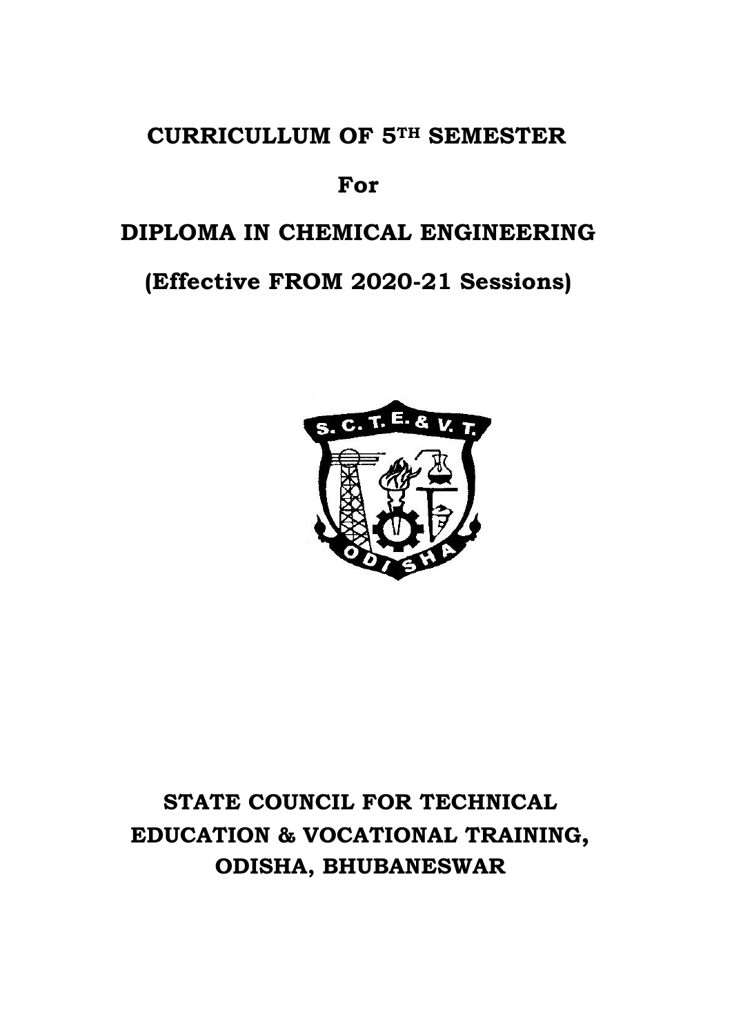# CURRICULLUM OF 5TH SEMESTER

# For

# DIPLOMA IN CHEMICAL ENGINEERING

# (Effective FROM 2020-21 Sessions)

## STATE COUNCIL FOR TECHNICAL EDUCATION & VOCATIONAL TRAINING, ODISHA, BHUBANESWAR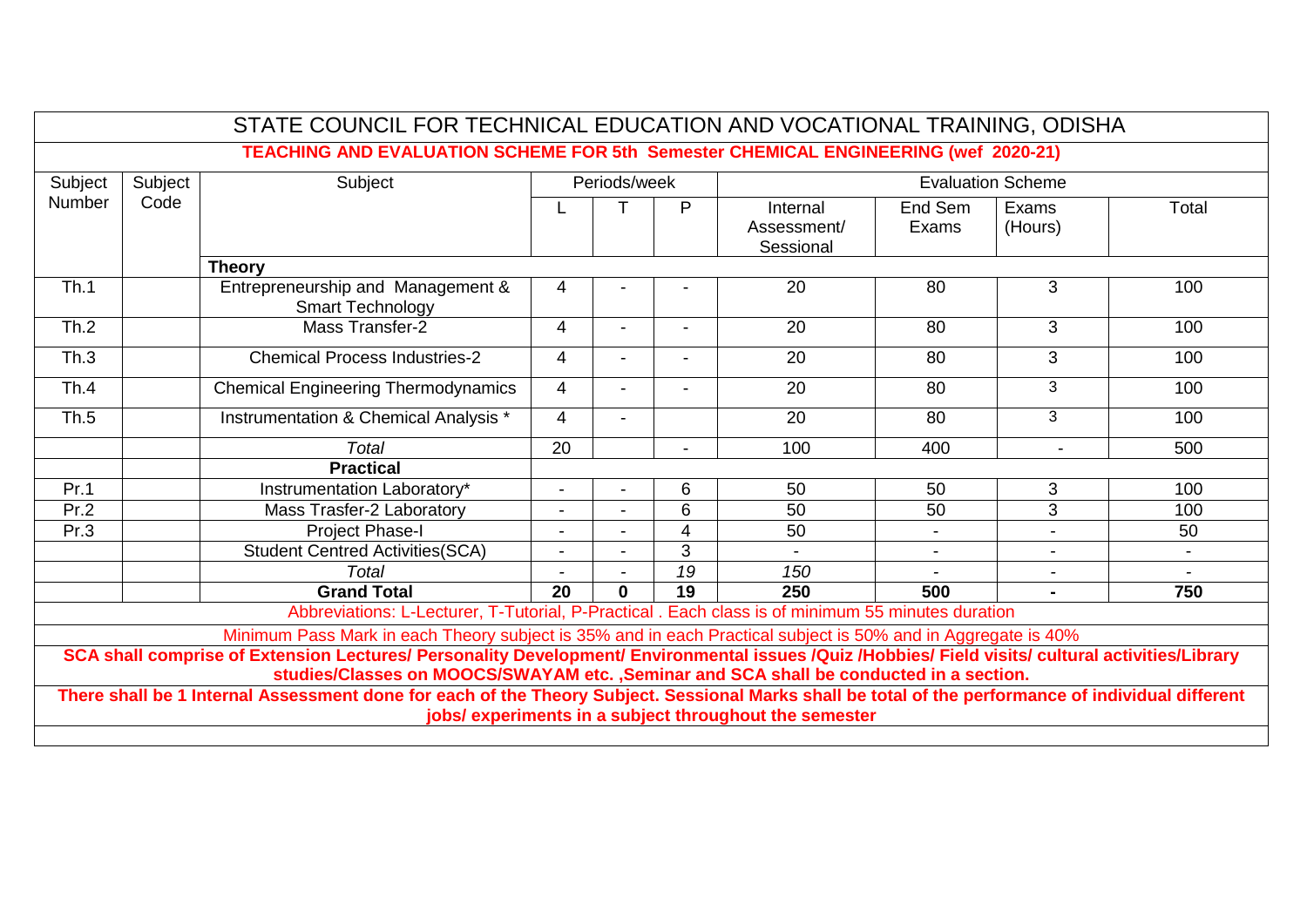# STATE COUNCIL FOR TECHNICAL EDUCATION AND VOCATIONAL TRAINING, ODISHA

## TEACHING AND EVALUATION SCHEME FOR 5th Semester CHEMICAL ENGINEERING (wef 2020-21)

| Subject Number | Subject Code | Subject | Periods/week | | | Evaluation Scheme | | | |
|---|---|---|---|---|---|---|---|---|---|
| | | | L | T | P | Internal Assessment/ Sessional | End Sem Exams | Exams (Hours) | Total |
| | | **Theory** | | | | | | | |
| Th.1 | | Entrepreneurship and Management & Smart Technology | 4 | - | - | 20 | 80 | 3 | 100 |
| Th.2 | | Mass Transfer-2 | 4 | - | - | 20 | 80 | 3 | 100 |
| Th.3 | | Chemical Process Industries-2 | 4 | - | - | 20 | 80 | 3 | 100 |
| Th.4 | | Chemical Engineering Thermodynamics | 4 | - | - | 20 | 80 | 3 | 100 |
| Th.5 | | Instrumentation & Chemical Analysis * | 4 | - | | 20 | 80 | 3 | 100 |
| | | *Total* | 20 | | - | 100 | 400 | - | 500 |
| | | **Practical** | | | | | | | |
| Pr.1 | | Instrumentation Laboratory* | - | - | 6 | 50 | 50 | 3 | 100 |
| Pr.2 | | Mass Trasfer-2 Laboratory | - | - | 6 | 50 | 50 | 3 | 100 |
| Pr.3 | | Project Phase-I | - | - | 4 | 50 | - | - | 50 |
| | | Student Centred Activities(SCA) | - | - | 3 | - | - | - | - |
| | | *Total* | - | - | *19* | *150* | - | - | - |
| | | **Grand Total** | **20** | **0** | **19** | **250** | **500** | **-** | **750** |

Abbreviations: L-Lecturer, T-Tutorial, P-Practical . Each class is of minimum 55 minutes duration

Minimum Pass Mark in each Theory subject is 35% and in each Practical subject is 50% and in Aggregate is 40%

**SCA shall comprise of Extension Lectures/ Personality Development/ Environmental issues /Quiz /Hobbies/ Field visits/ cultural activities/Library studies/Classes on MOOCS/SWAYAM etc. ,Seminar and SCA shall be conducted in a section.**

**There shall be 1 Internal Assessment done for each of the Theory Subject. Sessional Marks shall be total of the performance of individual different jobs/ experiments in a subject throughout the semester**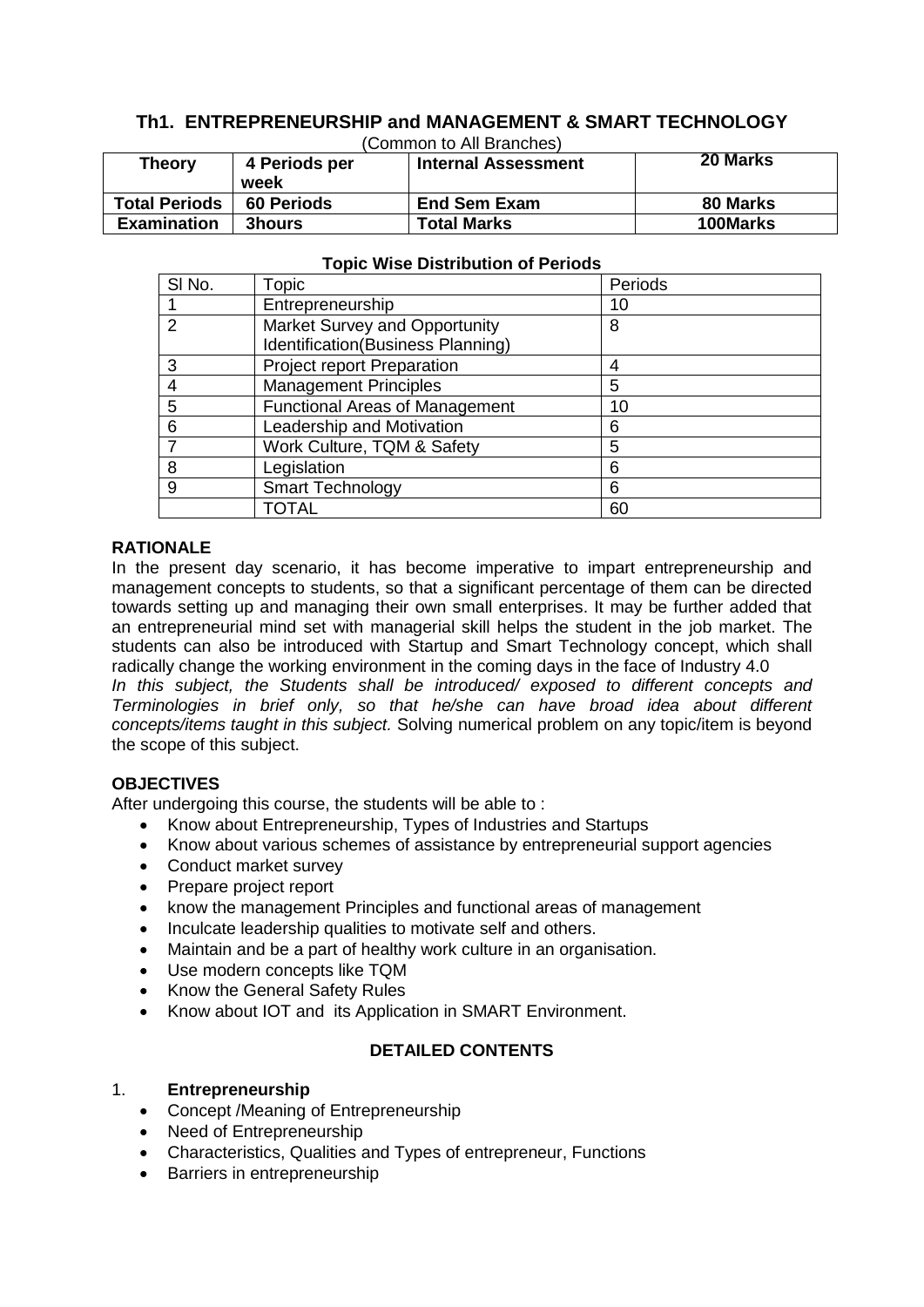## Th1. ENTREPRENEURSHIP and MANAGEMENT & SMART TECHNOLOGY

(Common to All Branches)

| Theory | 4 Periods per week | Internal Assessment | 20 Marks |
|---|---|---|---|
| Total Periods | 60 Periods | End Sem Exam | 80 Marks |
| Examination | 3hours | Total Marks | 100Marks |

**Topic Wise Distribution of Periods**

| Sl No. | Topic | Periods |
|---|---|---|
| 1 | Entrepreneurship | 10 |
| 2 | Market Survey and Opportunity Identification(Business Planning) | 8 |
| 3 | Project report Preparation | 4 |
| 4 | Management Principles | 5 |
| 5 | Functional Areas of Management | 10 |
| 6 | Leadership and Motivation | 6 |
| 7 | Work Culture, TQM & Safety | 5 |
| 8 | Legislation | 6 |
| 9 | Smart Technology | 6 |
| | TOTAL | 60 |

### RATIONALE

In the present day scenario, it has become imperative to impart entrepreneurship and management concepts to students, so that a significant percentage of them can be directed towards setting up and managing their own small enterprises. It may be further added that an entrepreneurial mind set with managerial skill helps the student in the job market. The students can also be introduced with Startup and Smart Technology concept, which shall radically change the working environment in the coming days in the face of Industry 4.0

*In this subject, the Students shall be introduced/ exposed to different concepts and Terminologies in brief only, so that he/she can have broad idea about different concepts/items taught in this subject.* Solving numerical problem on any topic/item is beyond the scope of this subject.

### OBJECTIVES

After undergoing this course, the students will be able to :

- Know about Entrepreneurship, Types of Industries and Startups
- Know about various schemes of assistance by entrepreneurial support agencies
- Conduct market survey
- Prepare project report
- know the management Principles and functional areas of management
- Inculcate leadership qualities to motivate self and others.
- Maintain and be a part of healthy work culture in an organisation.
- Use modern concepts like TQM
- Know the General Safety Rules
- Know about IOT and its Application in SMART Environment.

### DETAILED CONTENTS

1. **Entrepreneurship**
   - Concept /Meaning of Entrepreneurship
   - Need of Entrepreneurship
   - Characteristics, Qualities and Types of entrepreneur, Functions
   - Barriers in entrepreneurship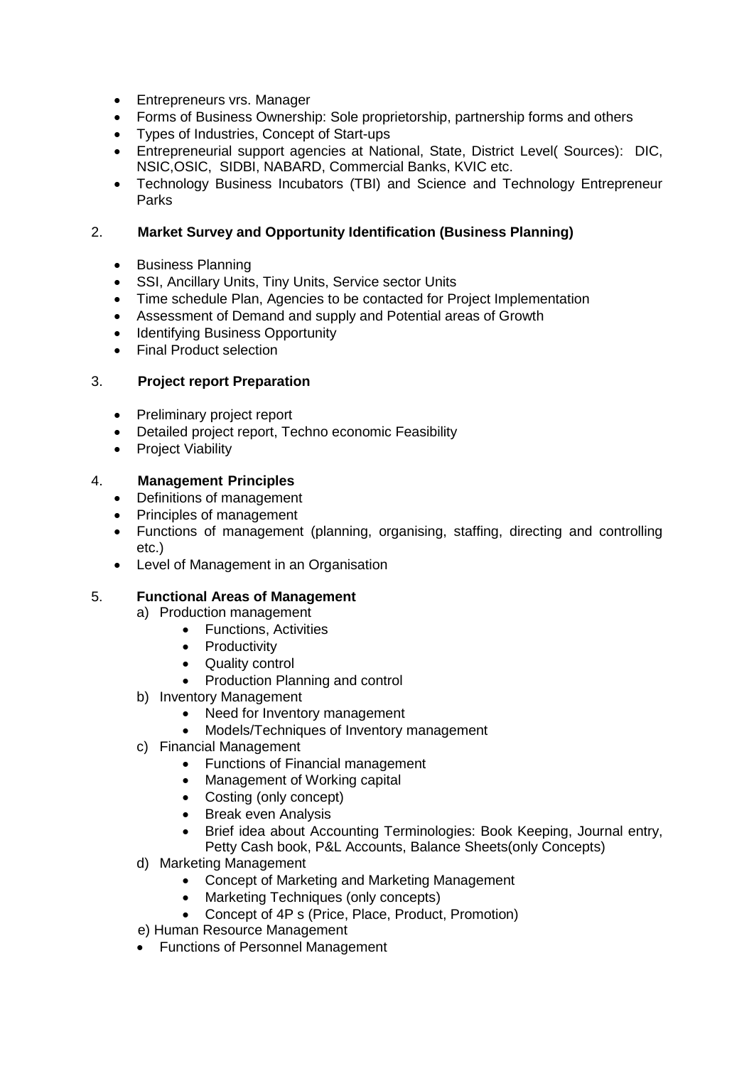- Entrepreneurs vrs. Manager
- Forms of Business Ownership: Sole proprietorship, partnership forms and others
- Types of Industries, Concept of Start-ups
- Entrepreneurial support agencies at National, State, District Level( Sources): DIC, NSIC,OSIC, SIDBI, NABARD, Commercial Banks, KVIC etc.
- Technology Business Incubators (TBI) and Science and Technology Entrepreneur Parks

2. **Market Survey and Opportunity Identification (Business Planning)**

- Business Planning
- SSI, Ancillary Units, Tiny Units, Service sector Units
- Time schedule Plan, Agencies to be contacted for Project Implementation
- Assessment of Demand and supply and Potential areas of Growth
- Identifying Business Opportunity
- Final Product selection

3. **Project report Preparation**

- Preliminary project report
- Detailed project report, Techno economic Feasibility
- Project Viability

4. **Management Principles**

- Definitions of management
- Principles of management
- Functions of management (planning, organising, staffing, directing and controlling etc.)
- Level of Management in an Organisation

5. **Functional Areas of Management**

a) Production management
   - Functions, Activities
   - Productivity
   - Quality control
   - Production Planning and control

b) Inventory Management
   - Need for Inventory management
   - Models/Techniques of Inventory management

c) Financial Management
   - Functions of Financial management
   - Management of Working capital
   - Costing (only concept)
   - Break even Analysis
   - Brief idea about Accounting Terminologies: Book Keeping, Journal entry, Petty Cash book, P&L Accounts, Balance Sheets(only Concepts)

d) Marketing Management
   - Concept of Marketing and Marketing Management
   - Marketing Techniques (only concepts)
   - Concept of 4P s (Price, Place, Product, Promotion)

e) Human Resource Management

- Functions of Personnel Management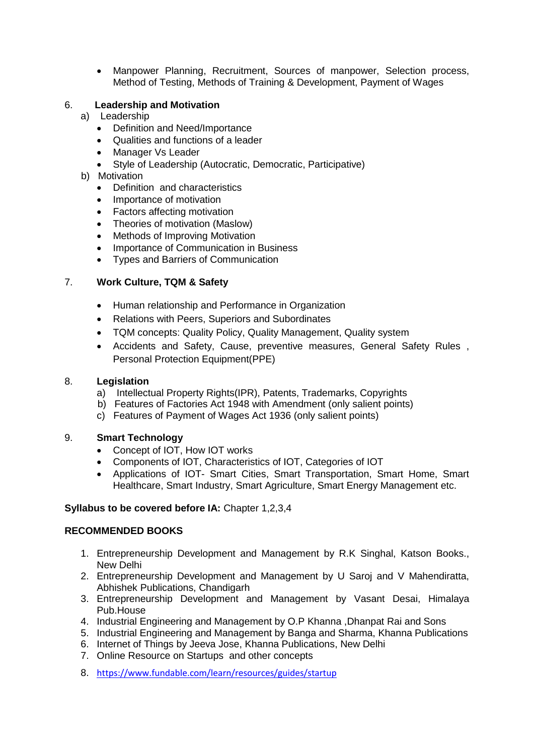- Manpower Planning, Recruitment, Sources of manpower, Selection process, Method of Testing, Methods of Training & Development, Payment of Wages

6. **Leadership and Motivation**

   a) Leadership
   - Definition and Need/Importance
   - Qualities and functions of a leader
   - Manager Vs Leader
   - Style of Leadership (Autocratic, Democratic, Participative)

   b) Motivation
   - Definition and characteristics
   - Importance of motivation
   - Factors affecting motivation
   - Theories of motivation (Maslow)
   - Methods of Improving Motivation
   - Importance of Communication in Business
   - Types and Barriers of Communication

7. **Work Culture, TQM & Safety**
   - Human relationship and Performance in Organization
   - Relations with Peers, Superiors and Subordinates
   - TQM concepts: Quality Policy, Quality Management, Quality system
   - Accidents and Safety, Cause, preventive measures, General Safety Rules , Personal Protection Equipment(PPE)

8. **Legislation**

   a) Intellectual Property Rights(IPR), Patents, Trademarks, Copyrights
   b) Features of Factories Act 1948 with Amendment (only salient points)
   c) Features of Payment of Wages Act 1936 (only salient points)

9. **Smart Technology**
   - Concept of IOT, How IOT works
   - Components of IOT, Characteristics of IOT, Categories of IOT
   - Applications of IOT- Smart Cities, Smart Transportation, Smart Home, Smart Healthcare, Smart Industry, Smart Agriculture, Smart Energy Management etc.

**Syllabus to be covered before IA:** Chapter 1,2,3,4

**RECOMMENDED BOOKS**

1. Entrepreneurship Development and Management by R.K Singhal, Katson Books., New Delhi
2. Entrepreneurship Development and Management by U Saroj and V Mahendiratta, Abhishek Publications, Chandigarh
3. Entrepreneurship Development and Management by Vasant Desai, Himalaya Pub.House
4. Industrial Engineering and Management by O.P Khanna ,Dhanpat Rai and Sons
5. Industrial Engineering and Management by Banga and Sharma, Khanna Publications
6. Internet of Things by Jeeva Jose, Khanna Publications, New Delhi
7. Online Resource on Startups and other concepts
8. https://www.fundable.com/learn/resources/guides/startup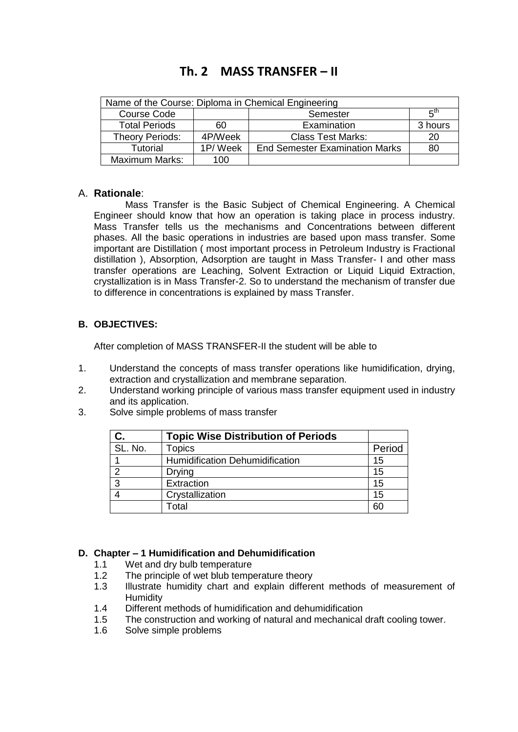# Th. 2 MASS TRANSFER – II

| Name of the Course: Diploma in Chemical Engineering | | | |
|---|---|---|---|
| Course Code | | Semester | 5th |
| Total Periods | 60 | Examination | 3 hours |
| Theory Periods: | 4P/Week | Class Test Marks: | 20 |
| Tutorial | 1P/ Week | End Semester Examination Marks | 80 |
| Maximum Marks: | 100 | | |

A. **Rationale**:

Mass Transfer is the Basic Subject of Chemical Engineering. A Chemical Engineer should know that how an operation is taking place in process industry. Mass Transfer tells us the mechanisms and Concentrations between different phases. All the basic operations in industries are based upon mass transfer. Some important are Distillation ( most important process in Petroleum Industry is Fractional distillation ), Absorption, Adsorption are taught in Mass Transfer- I and other mass transfer operations are Leaching, Solvent Extraction or Liquid Liquid Extraction, crystallization is in Mass Transfer-2. So to understand the mechanism of transfer due to difference in concentrations is explained by mass Transfer.

**B. OBJECTIVES:**

After completion of MASS TRANSFER-II the student will be able to

1. Understand the concepts of mass transfer operations like humidification, drying, extraction and crystallization and membrane separation.
2. Understand working principle of various mass transfer equipment used in industry and its application.
3. Solve simple problems of mass transfer

| **C.** | **Topic Wise Distribution of Periods** | |
|---|---|---|
| SL. No. | Topics | Period |
| 1 | Humidification Dehumidification | 15 |
| 2 | Drying | 15 |
| 3 | Extraction | 15 |
| 4 | Crystallization | 15 |
| | Total | 60 |

**D. Chapter – 1 Humidification and Dehumidification**

1.1 Wet and dry bulb temperature
1.2 The principle of wet blub temperature theory
1.3 Illustrate humidity chart and explain different methods of measurement of Humidity
1.4 Different methods of humidification and dehumidification
1.5 The construction and working of natural and mechanical draft cooling tower.
1.6 Solve simple problems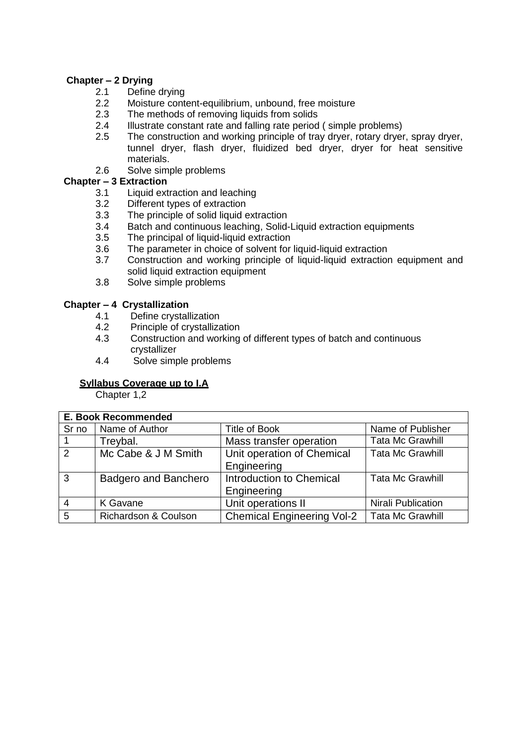**Chapter – 2 Drying**

- 2.1 Define drying
- 2.2 Moisture content-equilibrium, unbound, free moisture
- 2.3 The methods of removing liquids from solids
- 2.4 Illustrate constant rate and falling rate period ( simple problems)
- 2.5 The construction and working principle of tray dryer, rotary dryer, spray dryer, tunnel dryer, flash dryer, fluidized bed dryer, dryer for heat sensitive materials.
- 2.6 Solve simple problems

**Chapter – 3 Extraction**

- 3.1 Liquid extraction and leaching
- 3.2 Different types of extraction
- 3.3 The principle of solid liquid extraction
- 3.4 Batch and continuous leaching, Solid-Liquid extraction equipments
- 3.5 The principal of liquid-liquid extraction
- 3.6 The parameter in choice of solvent for liquid-liquid extraction
- 3.7 Construction and working principle of liquid-liquid extraction equipment and solid liquid extraction equipment
- 3.8 Solve simple problems

**Chapter – 4 Crystallization**

- 4.1 Define crystallization
- 4.2 Principle of crystallization
- 4.3 Construction and working of different types of batch and continuous crystallizer
- 4.4 Solve simple problems

**<u>Syllabus Coverage up to I.A</u>**

Chapter 1,2

| **E. Book Recommended** | | | |
|---|---|---|---|
| Sr no | Name of Author | Title of Book | Name of Publisher |
| 1 | Treybal. | Mass transfer operation | Tata Mc Grawhill |
| 2 | Mc Cabe & J M Smith | Unit operation of Chemical Engineering | Tata Mc Grawhill |
| 3 | Badgero and Banchero | Introduction to Chemical Engineering | Tata Mc Grawhill |
| 4 | K Gavane | Unit operations II | Nirali Publication |
| 5 | Richardson & Coulson | Chemical Engineering Vol-2 | Tata Mc Grawhill |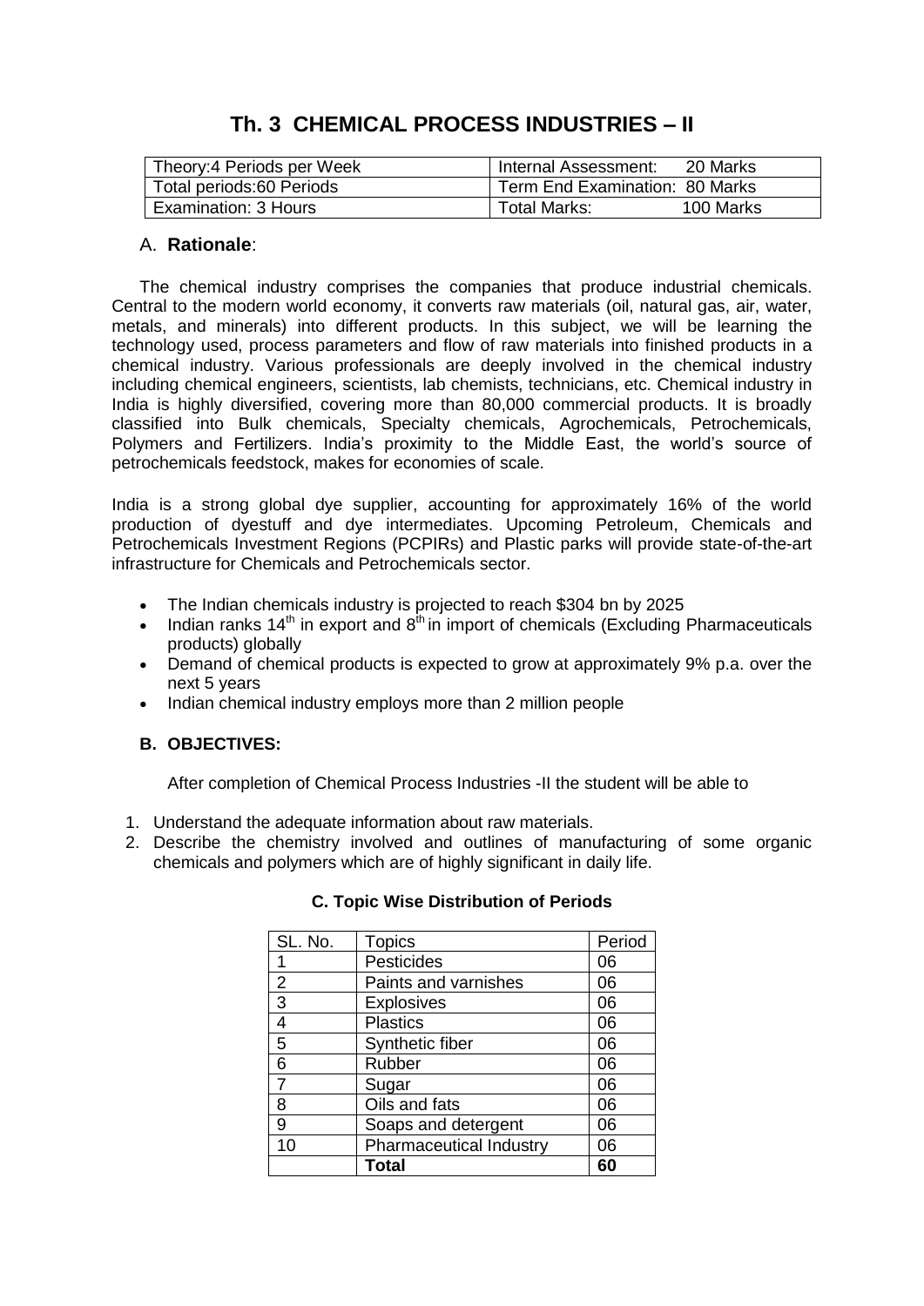# Th. 3 CHEMICAL PROCESS INDUSTRIES – II

| Theory:4 Periods per Week | Internal Assessment: 20 Marks |
|---|---|
| Total periods:60 Periods | Term End Examination: 80 Marks |
| Examination: 3 Hours | Total Marks: 100 Marks |

## A. **Rationale**:

The chemical industry comprises the companies that produce industrial chemicals. Central to the modern world economy, it converts raw materials (oil, natural gas, air, water, metals, and minerals) into different products. In this subject, we will be learning the technology used, process parameters and flow of raw materials into finished products in a chemical industry. Various professionals are deeply involved in the chemical industry including chemical engineers, scientists, lab chemists, technicians, etc. Chemical industry in India is highly diversified, covering more than 80,000 commercial products. It is broadly classified into Bulk chemicals, Specialty chemicals, Agrochemicals, Petrochemicals, Polymers and Fertilizers. India's proximity to the Middle East, the world's source of petrochemicals feedstock, makes for economies of scale.

India is a strong global dye supplier, accounting for approximately 16% of the world production of dyestuff and dye intermediates. Upcoming Petroleum, Chemicals and Petrochemicals Investment Regions (PCPIRs) and Plastic parks will provide state-of-the-art infrastructure for Chemicals and Petrochemicals sector.

- The Indian chemicals industry is projected to reach $304 bn by 2025
- Indian ranks $14^{th}$ in export and $8^{th}$ in import of chemicals (Excluding Pharmaceuticals products) globally
- Demand of chemical products is expected to grow at approximately 9% p.a. over the next 5 years
- Indian chemical industry employs more than 2 million people

## B. OBJECTIVES:

After completion of Chemical Process Industries -II the student will be able to

1. Understand the adequate information about raw materials.
2. Describe the chemistry involved and outlines of manufacturing of some organic chemicals and polymers which are of highly significant in daily life.

### C. Topic Wise Distribution of Periods

| SL. No. | Topics | Period |
|---|---|---|
| 1 | Pesticides | 06 |
| 2 | Paints and varnishes | 06 |
| 3 | Explosives | 06 |
| 4 | Plastics | 06 |
| 5 | Synthetic fiber | 06 |
| 6 | Rubber | 06 |
| 7 | Sugar | 06 |
| 8 | Oils and fats | 06 |
| 9 | Soaps and detergent | 06 |
| 10 | Pharmaceutical Industry | 06 |
| | **Total** | **60** |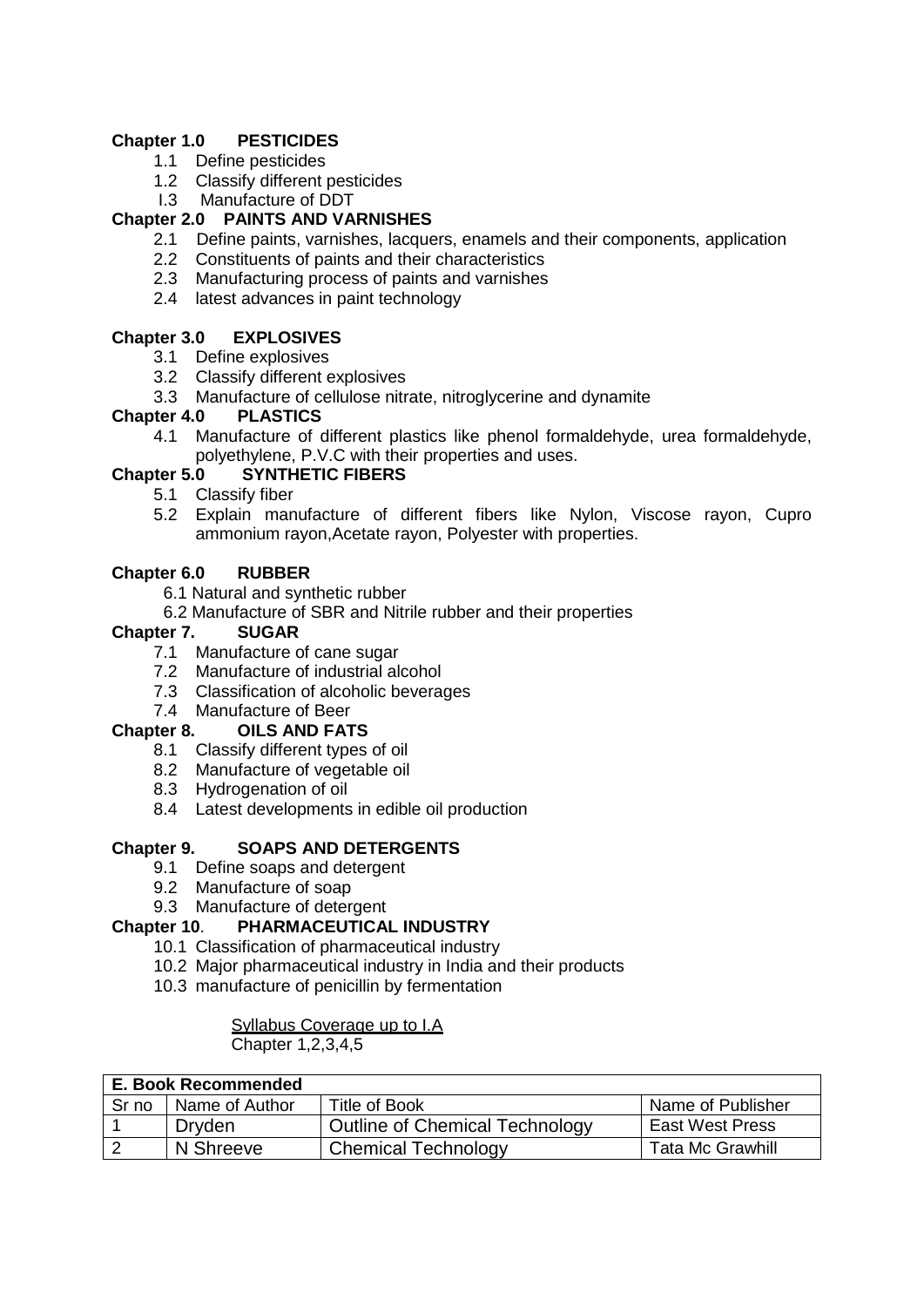**Chapter 1.0 PESTICIDES**

1.1 Define pesticides
1.2 Classify different pesticides
I.3 Manufacture of DDT

**Chapter 2.0 PAINTS AND VARNISHES**

2.1 Define paints, varnishes, lacquers, enamels and their components, application
2.2 Constituents of paints and their characteristics
2.3 Manufacturing process of paints and varnishes
2.4 latest advances in paint technology

**Chapter 3.0 EXPLOSIVES**

3.1 Define explosives
3.2 Classify different explosives
3.3 Manufacture of cellulose nitrate, nitroglycerine and dynamite

**Chapter 4.0 PLASTICS**

4.1 Manufacture of different plastics like phenol formaldehyde, urea formaldehyde, polyethylene, P.V.C with their properties and uses.

**Chapter 5.0 SYNTHETIC FIBERS**

5.1 Classify fiber
5.2 Explain manufacture of different fibers like Nylon, Viscose rayon, Cupro ammonium rayon,Acetate rayon, Polyester with properties.

**Chapter 6.0 RUBBER**

6.1 Natural and synthetic rubber
6.2 Manufacture of SBR and Nitrile rubber and their properties

**Chapter 7. SUGAR**

7.1 Manufacture of cane sugar
7.2 Manufacture of industrial alcohol
7.3 Classification of alcoholic beverages
7.4 Manufacture of Beer

**Chapter 8. OILS AND FATS**

8.1 Classify different types of oil
8.2 Manufacture of vegetable oil
8.3 Hydrogenation of oil
8.4 Latest developments in edible oil production

**Chapter 9. SOAPS AND DETERGENTS**

9.1 Define soaps and detergent
9.2 Manufacture of soap
9.3 Manufacture of detergent

**Chapter 10. PHARMACEUTICAL INDUSTRY**

10.1 Classification of pharmaceutical industry
10.2 Major pharmaceutical industry in India and their products
10.3 manufacture of penicillin by fermentation

Syllabus Coverage up to I.A
Chapter 1,2,3,4,5

| **E. Book Recommended** | | | |
|---|---|---|---|
| Sr no | Name of Author | Title of Book | Name of Publisher |
| 1 | Dryden | Outline of Chemical Technology | East West Press |
| 2 | N Shreeve | Chemical Technology | Tata Mc Grawhill |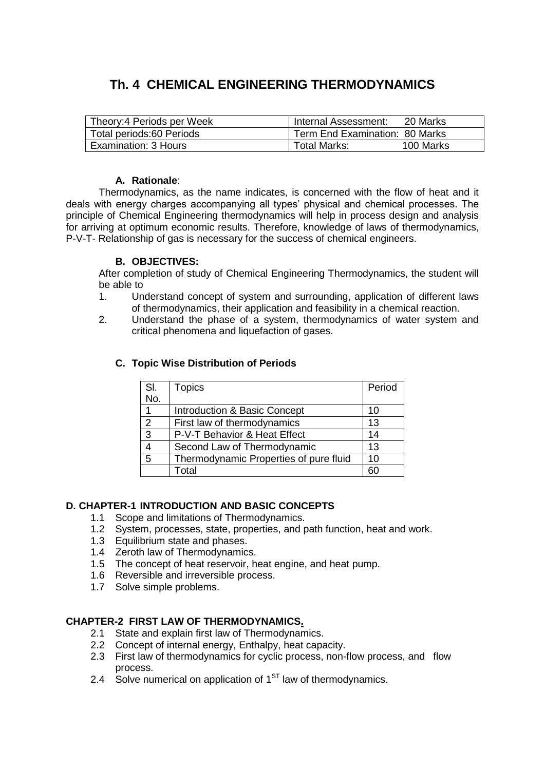# Th. 4 CHEMICAL ENGINEERING THERMODYNAMICS

| Theory:4 Periods per Week | Internal Assessment: 20 Marks |
|---|---|
| Total periods:60 Periods | Term End Examination: 80 Marks |
| Examination: 3 Hours | Total Marks: 100 Marks |

### A. Rationale:

Thermodynamics, as the name indicates, is concerned with the flow of heat and it deals with energy charges accompanying all types' physical and chemical processes. The principle of Chemical Engineering thermodynamics will help in process design and analysis for arriving at optimum economic results. Therefore, knowledge of laws of thermodynamics, P-V-T- Relationship of gas is necessary for the success of chemical engineers.

### B. OBJECTIVES:

After completion of study of Chemical Engineering Thermodynamics, the student will be able to

1. Understand concept of system and surrounding, application of different laws of thermodynamics, their application and feasibility in a chemical reaction.
2. Understand the phase of a system, thermodynamics of water system and critical phenomena and liquefaction of gases.

### C. Topic Wise Distribution of Periods

| Sl. No. | Topics | Period |
|---|---|---|
| 1 | Introduction & Basic Concept | 10 |
| 2 | First law of thermodynamics | 13 |
| 3 | P-V-T Behavior & Heat Effect | 14 |
| 4 | Second Law of Thermodynamic | 13 |
| 5 | Thermodynamic Properties of pure fluid | 10 |
| | Total | 60 |

### D. CHAPTER-1 INTRODUCTION AND BASIC CONCEPTS

1.1 Scope and limitations of Thermodynamics.
1.2 System, processes, state, properties, and path function, heat and work.
1.3 Equilibrium state and phases.
1.4 Zeroth law of Thermodynamics.
1.5 The concept of heat reservoir, heat engine, and heat pump.
1.6 Reversible and irreversible process.
1.7 Solve simple problems.

### CHAPTER-2 FIRST LAW OF THERMODYNAMICS.

2.1 State and explain first law of Thermodynamics.
2.2 Concept of internal energy, Enthalpy, heat capacity.
2.3 First law of thermodynamics for cyclic process, non-flow process, and flow process.
2.4 Solve numerical on application of 1$^{ST}$ law of thermodynamics.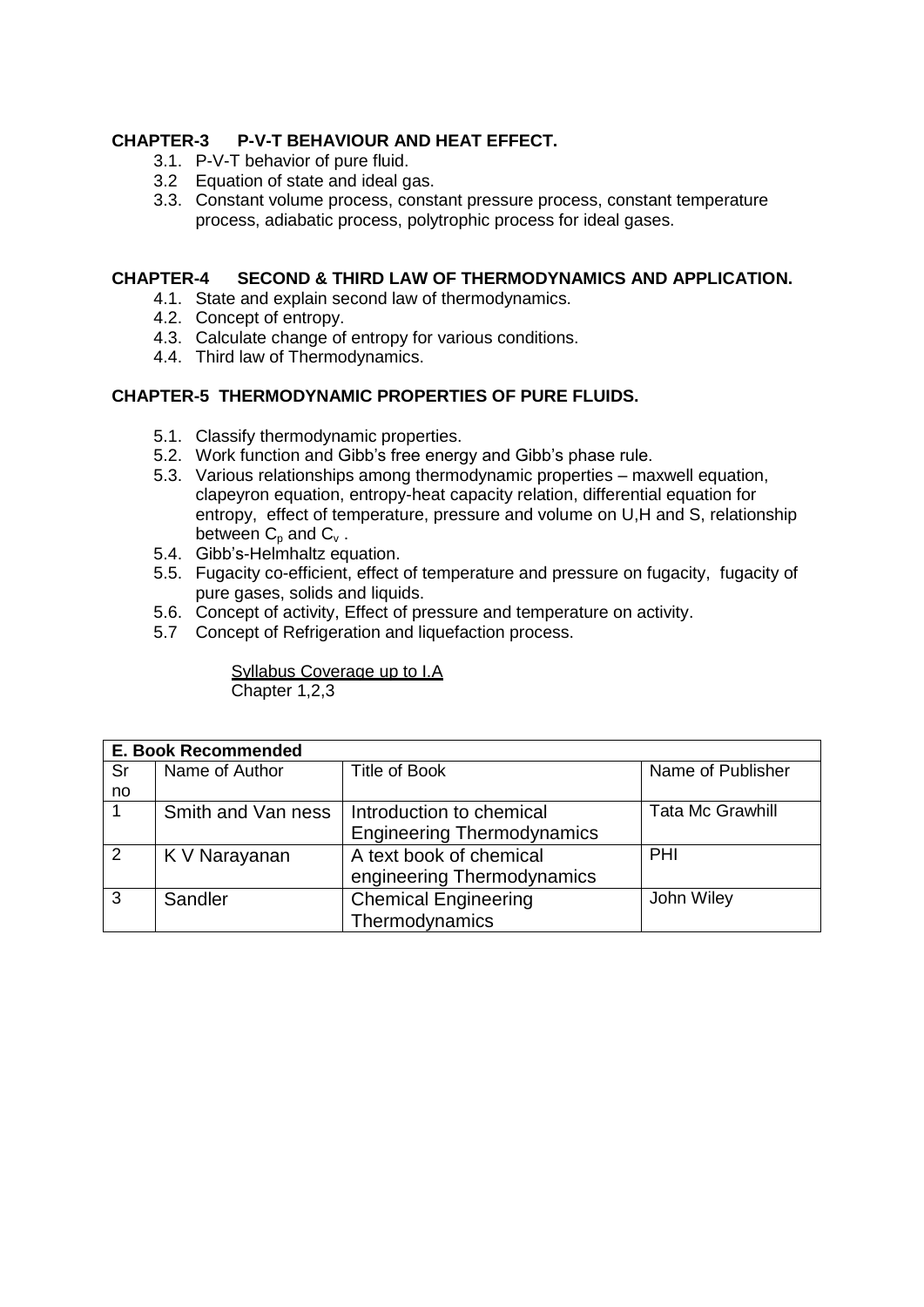**CHAPTER-3 P-V-T BEHAVIOUR AND HEAT EFFECT.**

3.1. P-V-T behavior of pure fluid.
3.2 Equation of state and ideal gas.
3.3. Constant volume process, constant pressure process, constant temperature process, adiabatic process, polytrophic process for ideal gases.

**CHAPTER-4 SECOND & THIRD LAW OF THERMODYNAMICS AND APPLICATION.**

4.1. State and explain second law of thermodynamics.
4.2. Concept of entropy.
4.3. Calculate change of entropy for various conditions.
4.4. Third law of Thermodynamics.

**CHAPTER-5 THERMODYNAMIC PROPERTIES OF PURE FLUIDS.**

5.1. Classify thermodynamic properties.
5.2. Work function and Gibb's free energy and Gibb's phase rule.
5.3. Various relationships among thermodynamic properties – maxwell equation, clapeyron equation, entropy-heat capacity relation, differential equation for entropy, effect of temperature, pressure and volume on U,H and S, relationship between $C_p$ and $C_v$ .
5.4. Gibb's-Helmhaltz equation.
5.5. Fugacity co-efficient, effect of temperature and pressure on fugacity, fugacity of pure gases, solids and liquids.
5.6. Concept of activity, Effect of pressure and temperature on activity.
5.7 Concept of Refrigeration and liquefaction process.

Syllabus Coverage up to I.A
Chapter 1,2,3

| **E. Book Recommended** | | | |
|---|---|---|---|
| Sr no | Name of Author | Title of Book | Name of Publisher |
| 1 | Smith and Van ness | Introduction to chemical Engineering Thermodynamics | Tata Mc Grawhill |
| 2 | K V Narayanan | A text book of chemical engineering Thermodynamics | PHI |
| 3 | Sandler | Chemical Engineering Thermodynamics | John Wiley |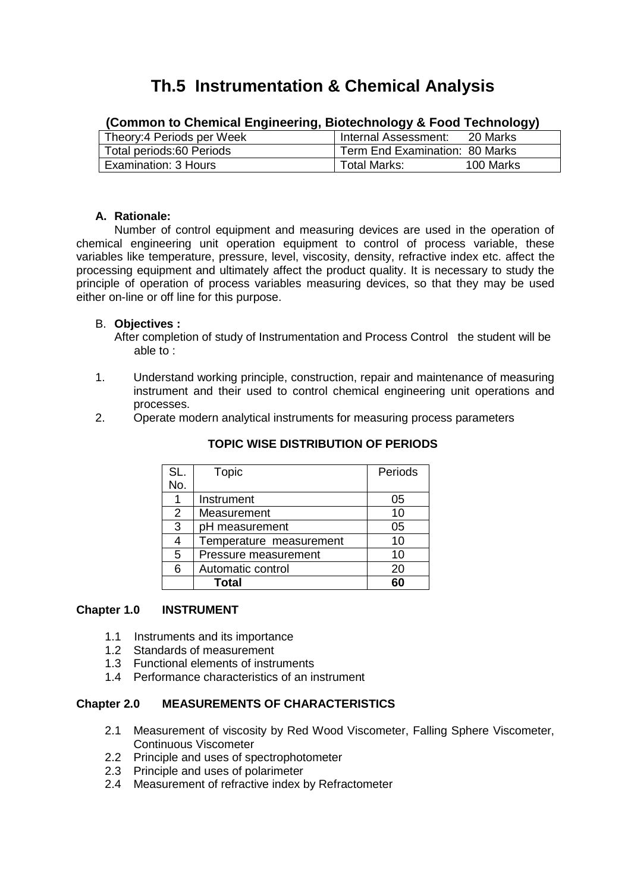# Th.5 Instrumentation & Chemical Analysis

### (Common to Chemical Engineering, Biotechnology & Food Technology)

| | |
|---|---|
| Theory:4 Periods per Week | Internal Assessment: 20 Marks |
| Total periods:60 Periods | Term End Examination: 80 Marks |
| Examination: 3 Hours | Total Marks: 100 Marks |

**A. Rationale:**

Number of control equipment and measuring devices are used in the operation of chemical engineering unit operation equipment to control of process variable, these variables like temperature, pressure, level, viscosity, density, refractive index etc. affect the processing equipment and ultimately affect the product quality. It is necessary to study the principle of operation of process variables measuring devices, so that they may be used either on-line or off line for this purpose.

B. **Objectives :**

After completion of study of Instrumentation and Process Control the student will be able to :

1. Understand working principle, construction, repair and maintenance of measuring instrument and their used to control chemical engineering unit operations and processes.
2. Operate modern analytical instruments for measuring process parameters

**TOPIC WISE DISTRIBUTION OF PERIODS**

| SL. No. | Topic | Periods |
|---|---|---|
| 1 | Instrument | 05 |
| 2 | Measurement | 10 |
| 3 | pH measurement | 05 |
| 4 | Temperature measurement | 10 |
| 5 | Pressure measurement | 10 |
| 6 | Automatic control | 20 |
| | **Total** | **60** |

**Chapter 1.0 INSTRUMENT**

1.1 Instruments and its importance
1.2 Standards of measurement
1.3 Functional elements of instruments
1.4 Performance characteristics of an instrument

**Chapter 2.0 MEASUREMENTS OF CHARACTERISTICS**

2.1 Measurement of viscosity by Red Wood Viscometer, Falling Sphere Viscometer, Continuous Viscometer
2.2 Principle and uses of spectrophotometer
2.3 Principle and uses of polarimeter
2.4 Measurement of refractive index by Refractometer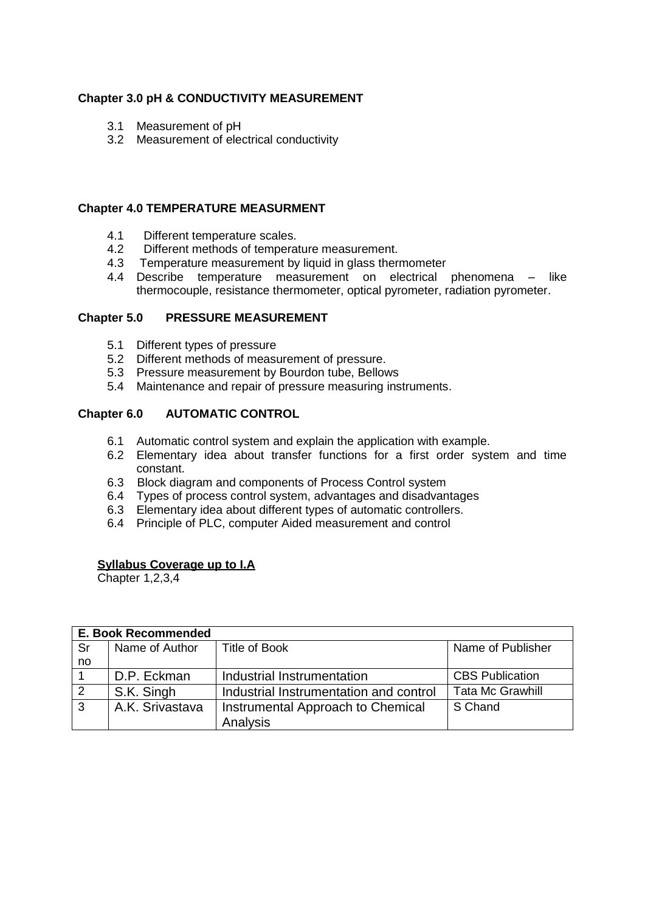**Chapter 3.0 pH & CONDUCTIVITY MEASUREMENT**

3.1 Measurement of pH
3.2 Measurement of electrical conductivity

**Chapter 4.0 TEMPERATURE MEASURMENT**

4.1 Different temperature scales.
4.2 Different methods of temperature measurement.
4.3 Temperature measurement by liquid in glass thermometer
4.4 Describe temperature measurement on electrical phenomena – like thermocouple, resistance thermometer, optical pyrometer, radiation pyrometer.

**Chapter 5.0 PRESSURE MEASUREMENT**

5.1 Different types of pressure
5.2 Different methods of measurement of pressure.
5.3 Pressure measurement by Bourdon tube, Bellows
5.4 Maintenance and repair of pressure measuring instruments.

**Chapter 6.0 AUTOMATIC CONTROL**

6.1 Automatic control system and explain the application with example.
6.2 Elementary idea about transfer functions for a first order system and time constant.
6.3 Block diagram and components of Process Control system
6.4 Types of process control system, advantages and disadvantages
6.3 Elementary idea about different types of automatic controllers.
6.4 Principle of PLC, computer Aided measurement and control

**Syllabus Coverage up to I.A**
Chapter 1,2,3,4

| **E. Book Recommended** | | | |
|---|---|---|---|
| Sr no | Name of Author | Title of Book | Name of Publisher |
| 1 | D.P. Eckman | Industrial Instrumentation | CBS Publication |
| 2 | S.K. Singh | Industrial Instrumentation and control | Tata Mc Grawhill |
| 3 | A.K. Srivastava | Instrumental Approach to Chemical Analysis | S Chand |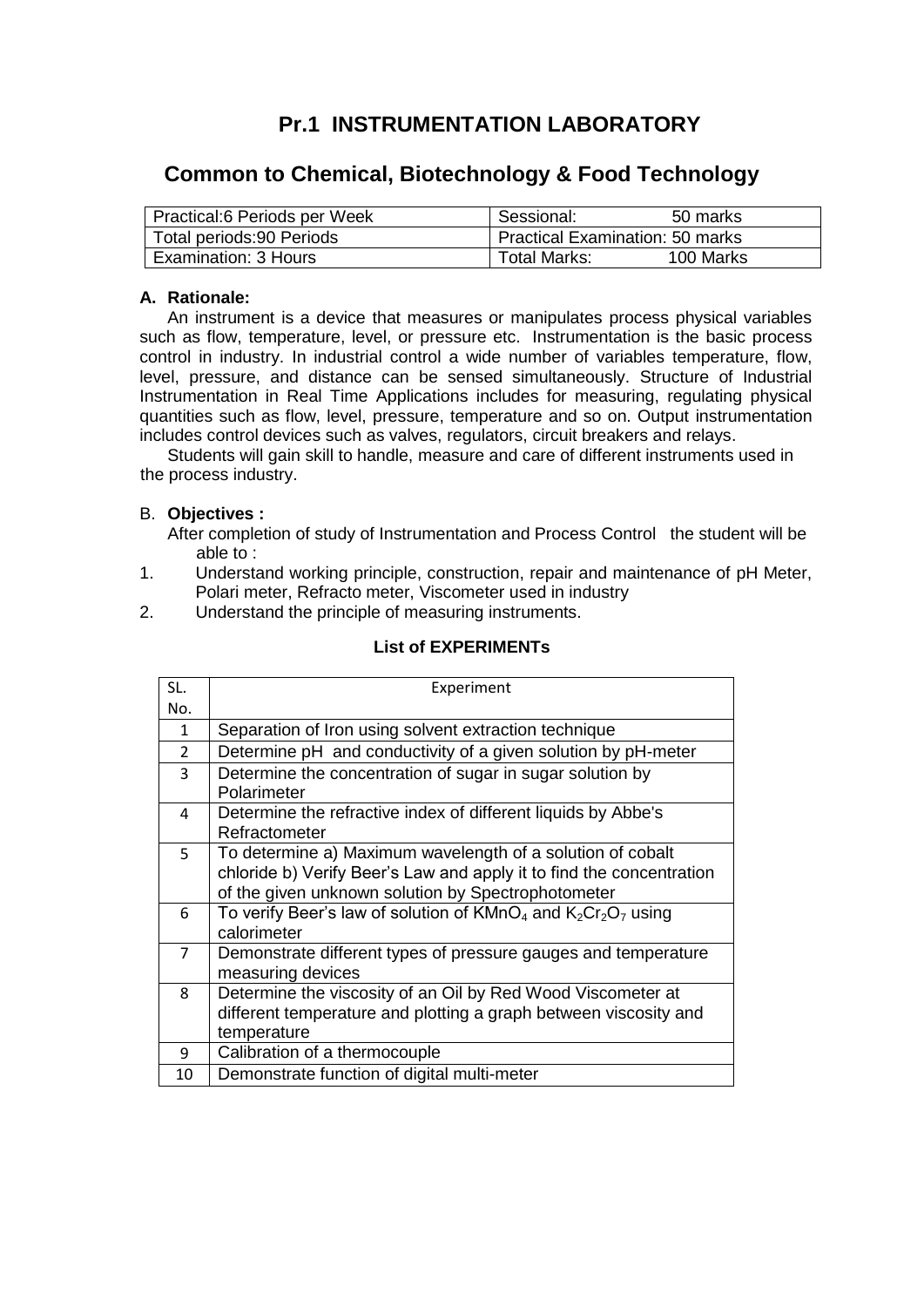# Pr.1 INSTRUMENTATION LABORATORY

## Common to Chemical, Biotechnology & Food Technology

| Practical:6 Periods per Week | Sessional: 50 marks |
|---|---|
| Total periods:90 Periods | Practical Examination: 50 marks |
| Examination: 3 Hours | Total Marks: 100 Marks |

**A. Rationale:**

An instrument is a device that measures or manipulates process physical variables such as flow, temperature, level, or pressure etc. Instrumentation is the basic process control in industry. In industrial control a wide number of variables temperature, flow, level, pressure, and distance can be sensed simultaneously. Structure of Industrial Instrumentation in Real Time Applications includes for measuring, regulating physical quantities such as flow, level, pressure, temperature and so on. Output instrumentation includes control devices such as valves, regulators, circuit breakers and relays.

Students will gain skill to handle, measure and care of different instruments used in the process industry.

B. **Objectives :**

After completion of study of Instrumentation and Process Control the student will be able to :

1. Understand working principle, construction, repair and maintenance of pH Meter, Polari meter, Refracto meter, Viscometer used in industry
2. Understand the principle of measuring instruments.

**List of EXPERIMENTs**

| SL. No. | Experiment |
|---|---|
| 1 | Separation of Iron using solvent extraction technique |
| 2 | Determine pH and conductivity of a given solution by pH-meter |
| 3 | Determine the concentration of sugar in sugar solution by Polarimeter |
| 4 | Determine the refractive index of different liquids by Abbe's Refractometer |
| 5 | To determine a) Maximum wavelength of a solution of cobalt chloride b) Verify Beer's Law and apply it to find the concentration of the given unknown solution by Spectrophotometer |
| 6 | To verify Beer's law of solution of $KMnO_4$ and $K_2Cr_2O_7$ using calorimeter |
| 7 | Demonstrate different types of pressure gauges and temperature measuring devices |
| 8 | Determine the viscosity of an Oil by Red Wood Viscometer at different temperature and plotting a graph between viscosity and temperature |
| 9 | Calibration of a thermocouple |
| 10 | Demonstrate function of digital multi-meter |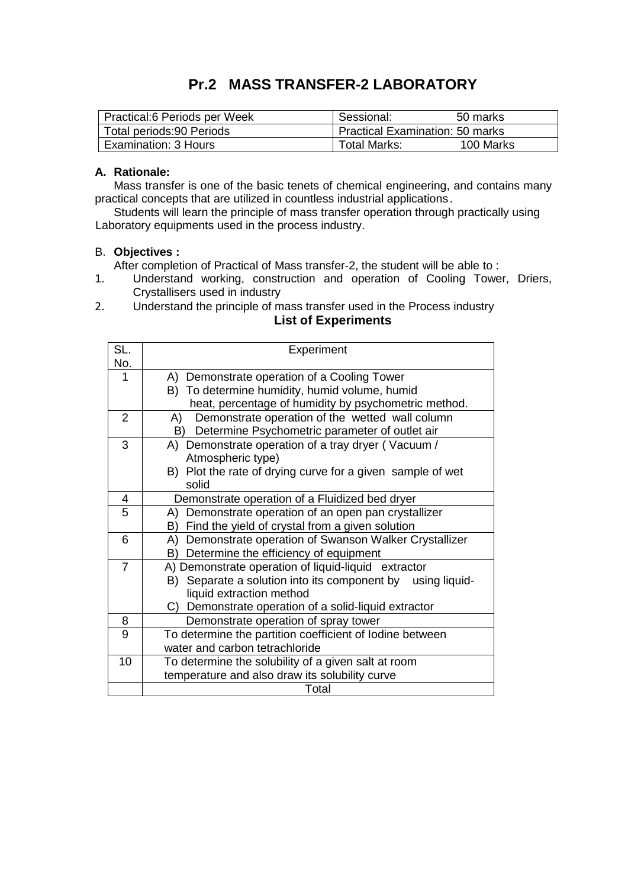# Pr.2 MASS TRANSFER-2 LABORATORY

| Practical:6 Periods per Week | Sessional: 50 marks |
|---|---|
| Total periods:90 Periods | Practical Examination: 50 marks |
| Examination: 3 Hours | Total Marks: 100 Marks |

**A. Rationale:**

Mass transfer is one of the basic tenets of chemical engineering, and contains many practical concepts that are utilized in countless industrial applications.

Students will learn the principle of mass transfer operation through practically using Laboratory equipments used in the process industry.

B. **Objectives :**

After completion of Practical of Mass transfer-2, the student will be able to :

1. Understand working, construction and operation of Cooling Tower, Driers, Crystallisers used in industry
2. Understand the principle of mass transfer used in the Process industry

**List of Experiments**

| SL. No. | Experiment |
|---|---|
| 1 | A) Demonstrate operation of a Cooling Tower<br>B) To determine humidity, humid volume, humid heat, percentage of humidity by psychometric method. |
| 2 | A) Demonstrate operation of the wetted wall column<br>B) Determine Psychometric parameter of outlet air |
| 3 | A) Demonstrate operation of a tray dryer ( Vacuum / Atmospheric type)<br>B) Plot the rate of drying curve for a given sample of wet solid |
| 4 | Demonstrate operation of a Fluidized bed dryer |
| 5 | A) Demonstrate operation of an open pan crystallizer<br>B) Find the yield of crystal from a given solution |
| 6 | A) Demonstrate operation of Swanson Walker Crystallizer<br>B) Determine the efficiency of equipment |
| 7 | A) Demonstrate operation of liquid-liquid extractor<br>B) Separate a solution into its component by using liquid-liquid extraction method<br>C) Demonstrate operation of a solid-liquid extractor |
| 8 | Demonstrate operation of spray tower |
| 9 | To determine the partition coefficient of Iodine between water and carbon tetrachloride |
| 10 | To determine the solubility of a given salt at room temperature and also draw its solubility curve |
| | Total |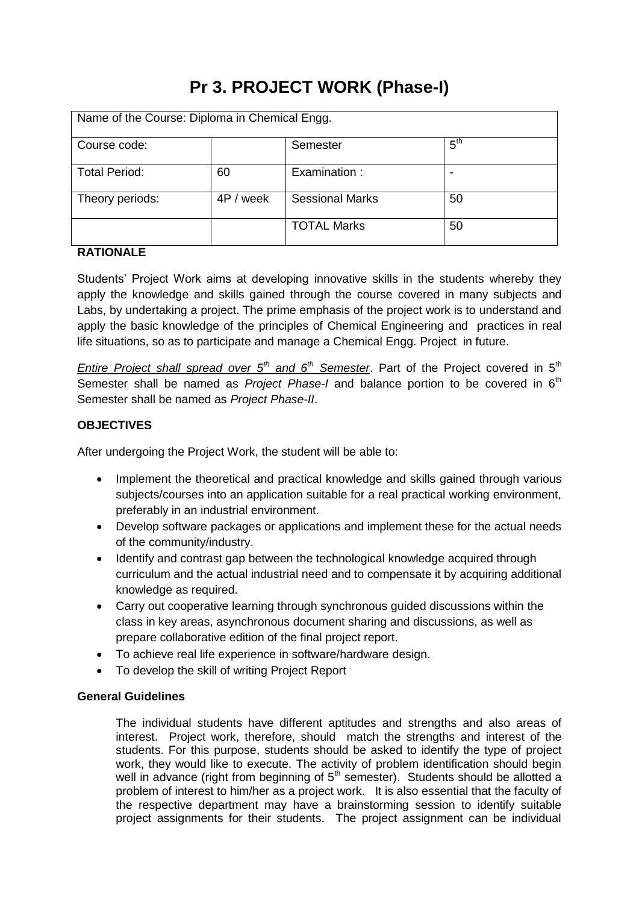# Pr 3. PROJECT WORK (Phase-I)

| Name of the Course: Diploma in Chemical Engg. | | | |
|---|---|---|---|
| Course code: | | Semester | $5^{th}$ |
| Total Period: | 60 | Examination : | - |
| Theory periods: | 4P / week | Sessional Marks | 50 |
| | | TOTAL Marks | 50 |

**RATIONALE**

Students' Project Work aims at developing innovative skills in the students whereby they apply the knowledge and skills gained through the course covered in many subjects and Labs, by undertaking a project. The prime emphasis of the project work is to understand and apply the basic knowledge of the principles of Chemical Engineering and practices in real life situations, so as to participate and manage a Chemical Engg. Project in future.

*Entire Project shall spread over $5^{th}$ and $6^{th}$ Semester*. Part of the Project covered in $5^{th}$ Semester shall be named as *Project Phase-I* and balance portion to be covered in $6^{th}$ Semester shall be named as *Project Phase-II*.

**OBJECTIVES**

After undergoing the Project Work, the student will be able to:

- Implement the theoretical and practical knowledge and skills gained through various subjects/courses into an application suitable for a real practical working environment, preferably in an industrial environment.
- Develop software packages or applications and implement these for the actual needs of the community/industry.
- Identify and contrast gap between the technological knowledge acquired through curriculum and the actual industrial need and to compensate it by acquiring additional knowledge as required.
- Carry out cooperative learning through synchronous guided discussions within the class in key areas, asynchronous document sharing and discussions, as well as prepare collaborative edition of the final project report.
- To achieve real life experience in software/hardware design.
- To develop the skill of writing Project Report

**General Guidelines**

The individual students have different aptitudes and strengths and also areas of interest. Project work, therefore, should match the strengths and interest of the students. For this purpose, students should be asked to identify the type of project work, they would like to execute. The activity of problem identification should begin well in advance (right from beginning of $5^{th}$ semester). Students should be allotted a problem of interest to him/her as a project work. It is also essential that the faculty of the respective department may have a brainstorming session to identify suitable project assignments for their students. The project assignment can be individual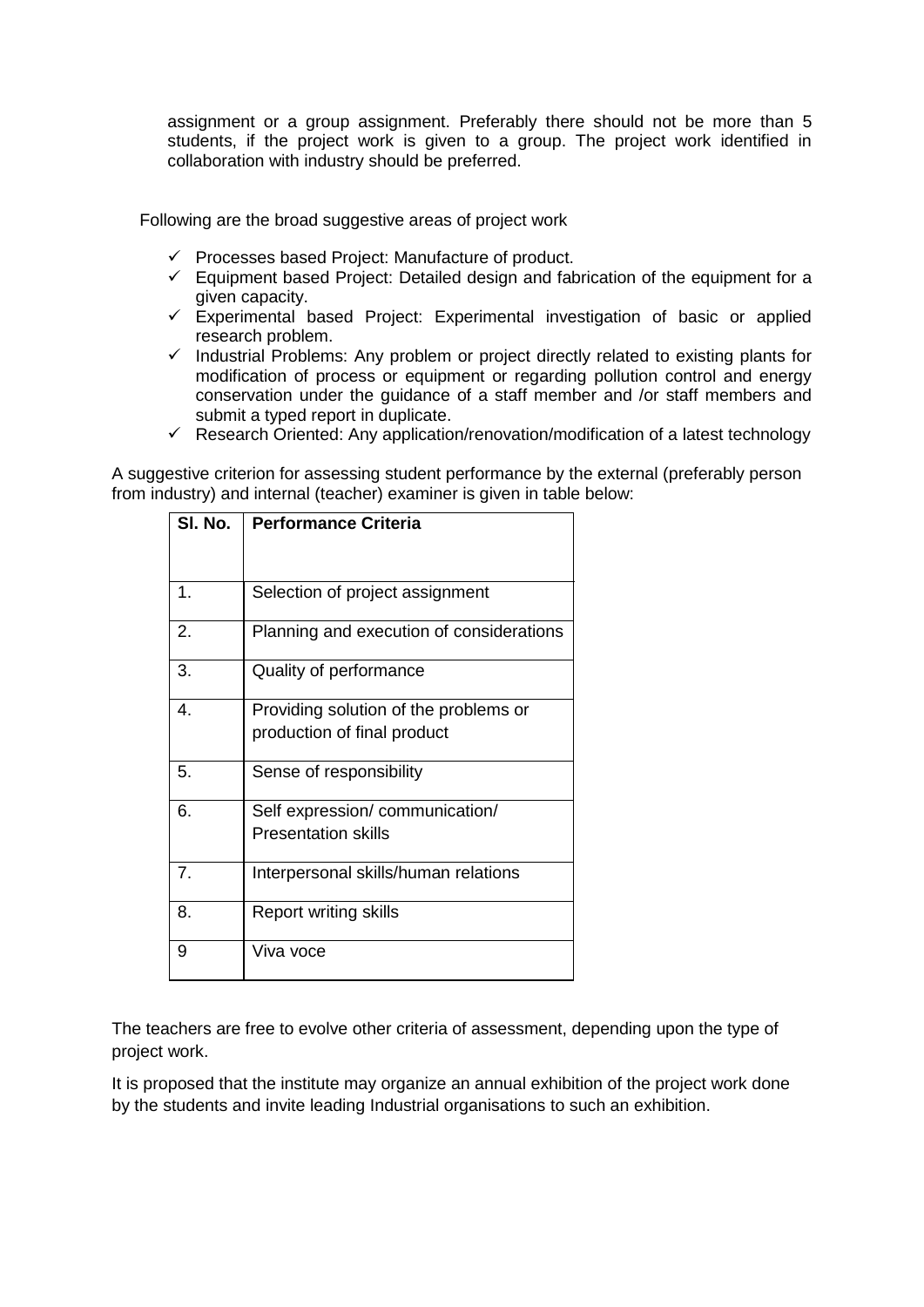assignment or a group assignment. Preferably there should not be more than 5 students, if the project work is given to a group. The project work identified in collaboration with industry should be preferred.

Following are the broad suggestive areas of project work

- ✓ Processes based Project: Manufacture of product.
- ✓ Equipment based Project: Detailed design and fabrication of the equipment for a given capacity.
- ✓ Experimental based Project: Experimental investigation of basic or applied research problem.
- ✓ Industrial Problems: Any problem or project directly related to existing plants for modification of process or equipment or regarding pollution control and energy conservation under the guidance of a staff member and /or staff members and submit a typed report in duplicate.
- ✓ Research Oriented: Any application/renovation/modification of a latest technology

A suggestive criterion for assessing student performance by the external (preferably person from industry) and internal (teacher) examiner is given in table below:

| Sl. No. | Performance Criteria |
|---|---|
| 1. | Selection of project assignment |
| 2. | Planning and execution of considerations |
| 3. | Quality of performance |
| 4. | Providing solution of the problems or production of final product |
| 5. | Sense of responsibility |
| 6. | Self expression/ communication/ Presentation skills |
| 7. | Interpersonal skills/human relations |
| 8. | Report writing skills |
| 9 | Viva voce |

The teachers are free to evolve other criteria of assessment, depending upon the type of project work.

It is proposed that the institute may organize an annual exhibition of the project work done by the students and invite leading Industrial organisations to such an exhibition.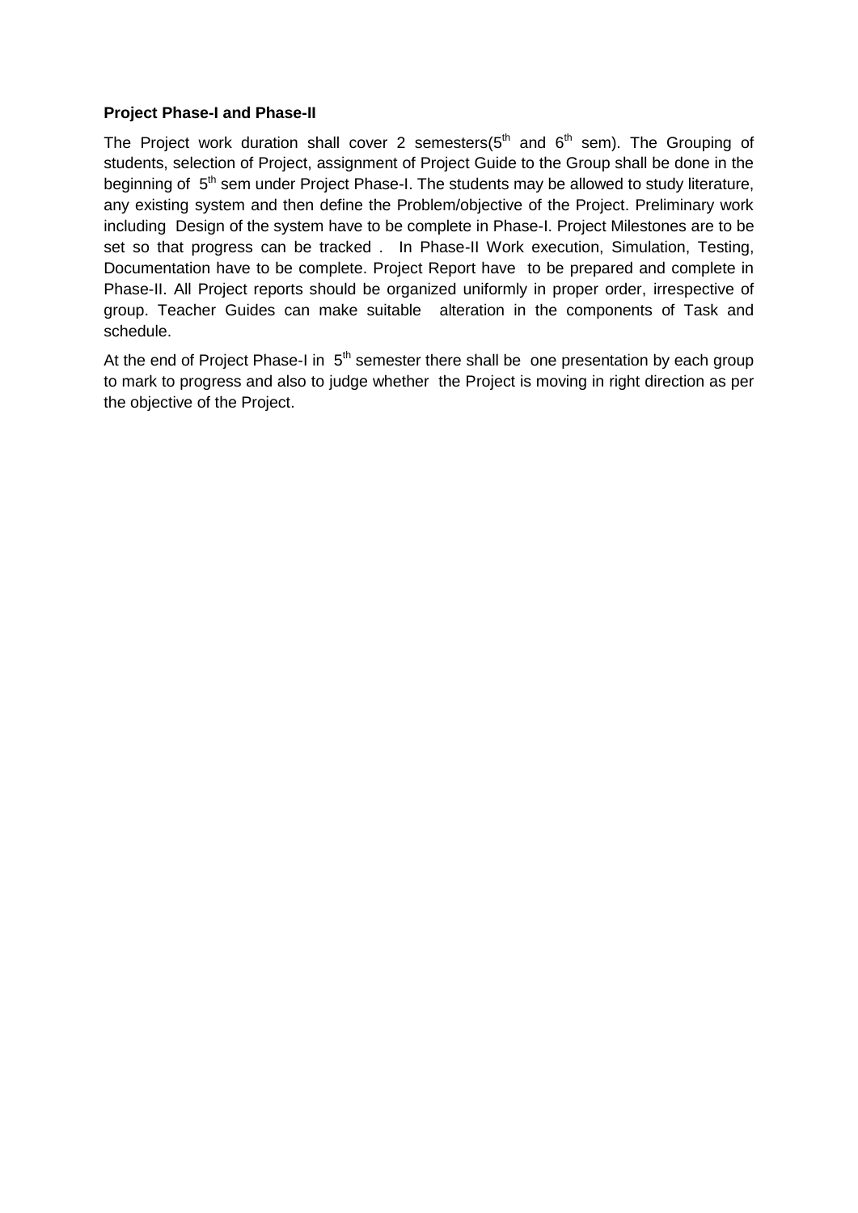**Project Phase-I and Phase-II**

The Project work duration shall cover 2 semesters($5^{th}$ and $6^{th}$ sem). The Grouping of students, selection of Project, assignment of Project Guide to the Group shall be done in the beginning of $5^{th}$ sem under Project Phase-I. The students may be allowed to study literature, any existing system and then define the Problem/objective of the Project. Preliminary work including Design of the system have to be complete in Phase-I. Project Milestones are to be set so that progress can be tracked . In Phase-II Work execution, Simulation, Testing, Documentation have to be complete. Project Report have to be prepared and complete in Phase-II. All Project reports should be organized uniformly in proper order, irrespective of group. Teacher Guides can make suitable alteration in the components of Task and schedule.

At the end of Project Phase-I in $5^{th}$ semester there shall be one presentation by each group to mark to progress and also to judge whether the Project is moving in right direction as per the objective of the Project.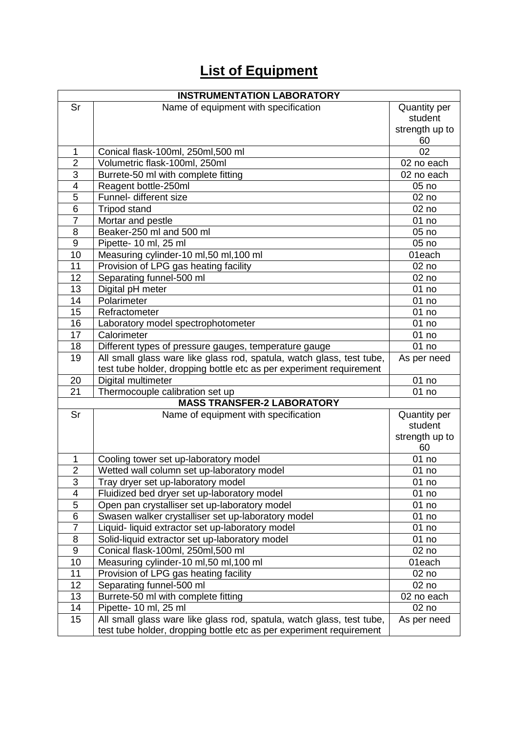# List of Equipment

| INSTRUMENTATION LABORATORY | | |
|---|---|---|
| Sr | Name of equipment with specification | Quantity per student strength up to 60 |
| 1 | Conical flask-100ml, 250ml,500 ml | 02 |
| 2 | Volumetric flask-100ml, 250ml | 02 no each |
| 3 | Burrete-50 ml with complete fitting | 02 no each |
| 4 | Reagent bottle-250ml | 05 no |
| 5 | Funnel- different size | 02 no |
| 6 | Tripod stand | 02 no |
| 7 | Mortar and pestle | 01 no |
| 8 | Beaker-250 ml and 500 ml | 05 no |
| 9 | Pipette- 10 ml, 25 ml | 05 no |
| 10 | Measuring cylinder-10 ml,50 ml,100 ml | 01each |
| 11 | Provision of LPG gas heating facility | 02 no |
| 12 | Separating funnel-500 ml | 02 no |
| 13 | Digital pH meter | 01 no |
| 14 | Polarimeter | 01 no |
| 15 | Refractometer | 01 no |
| 16 | Laboratory model spectrophotometer | 01 no |
| 17 | Calorimeter | 01 no |
| 18 | Different types of pressure gauges, temperature gauge | 01 no |
| 19 | All small glass ware like glass rod, spatula, watch glass, test tube, test tube holder, dropping bottle etc as per experiment requirement | As per need |
| 20 | Digital multimeter | 01 no |
| 21 | Thermocouple calibration set up | 01 no |

| MASS TRANSFER-2 LABORATORY | | |
|---|---|---|
| Sr | Name of equipment with specification | Quantity per student strength up to 60 |
| 1 | Cooling tower set up-laboratory model | 01 no |
| 2 | Wetted wall column set up-laboratory model | 01 no |
| 3 | Tray dryer set up-laboratory model | 01 no |
| 4 | Fluidized bed dryer set up-laboratory model | 01 no |
| 5 | Open pan crystalliser set up-laboratory model | 01 no |
| 6 | Swasen walker crystalliser set up-laboratory model | 01 no |
| 7 | Liquid- liquid extractor set up-laboratory model | 01 no |
| 8 | Solid-liquid extractor set up-laboratory model | 01 no |
| 9 | Conical flask-100ml, 250ml,500 ml | 02 no |
| 10 | Measuring cylinder-10 ml,50 ml,100 ml | 01each |
| 11 | Provision of LPG gas heating facility | 02 no |
| 12 | Separating funnel-500 ml | 02 no |
| 13 | Burrete-50 ml with complete fitting | 02 no each |
| 14 | Pipette- 10 ml, 25 ml | 02 no |
| 15 | All small glass ware like glass rod, spatula, watch glass, test tube, test tube holder, dropping bottle etc as per experiment requirement | As per need |